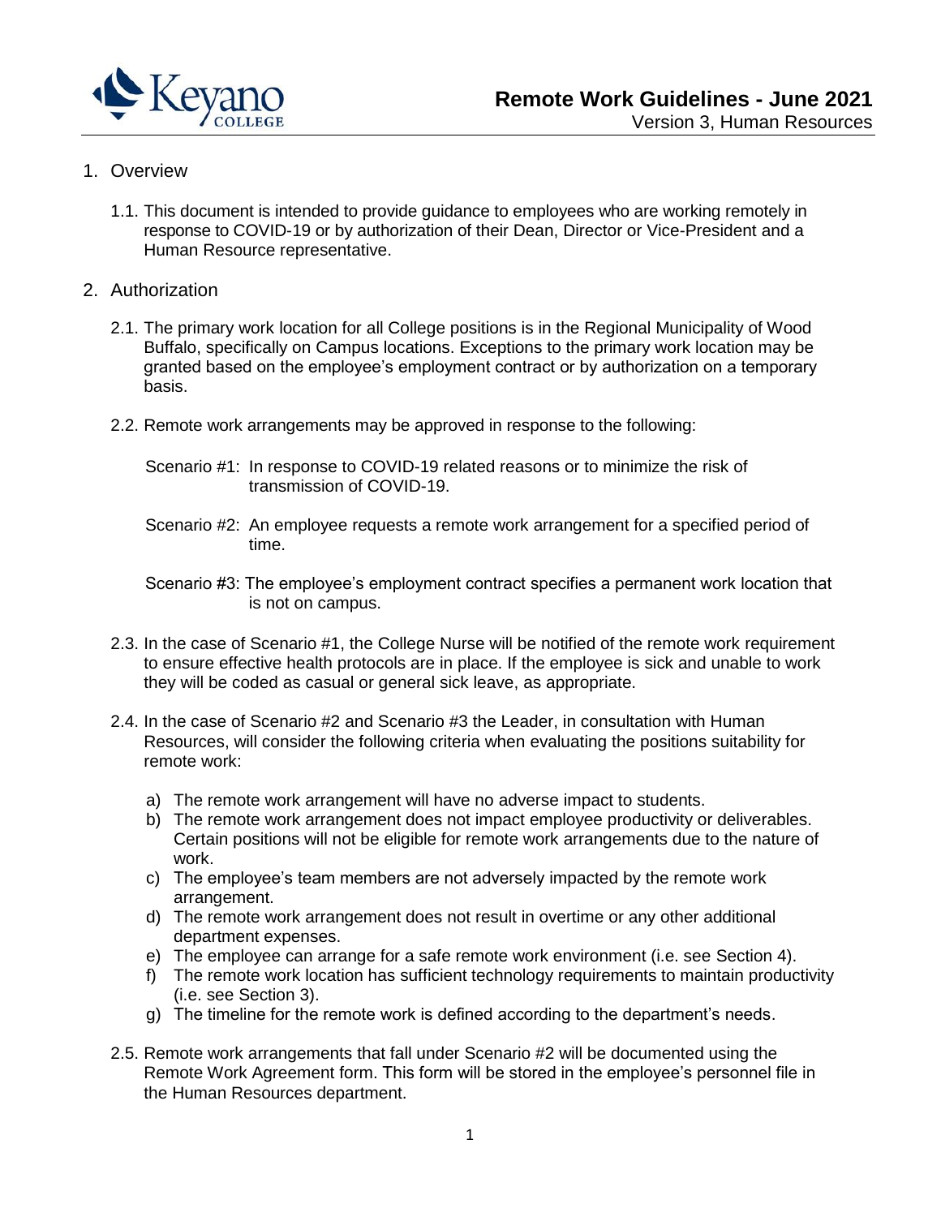# Remote Work Guidelines - June 2021

Version 3, Human Resources

## 1. Overview

1.1. This document is intended to provide guidance to employees who are working remotely in response to COVID-19 or by authorization of their Dean, Director or Vice-President and a Human Resource representative.

## 2. Authorization

2.1. The primary work location for all College positions is in the Regional Municipality of Wood Buffalo, specifically on Campus locations. Exceptions to the primary work location may be granted based on the employee's employment contract or by authorization on a temporary basis.

2.2. Remote work arrangements may be approved in response to the following:

Scenario #1: In response to COVID-19 related reasons or to minimize the risk of transmission of COVID-19.

Scenario #2: An employee requests a remote work arrangement for a specified period of time.

Scenario #3: The employee's employment contract specifies a permanent work location that is not on campus.

2.3. In the case of Scenario #1, the College Nurse will be notified of the remote work requirement to ensure effective health protocols are in place. If the employee is sick and unable to work they will be coded as casual or general sick leave, as appropriate.

2.4. In the case of Scenario #2 and Scenario #3 the Leader, in consultation with Human Resources, will consider the following criteria when evaluating the positions suitability for remote work:

a) The remote work arrangement will have no adverse impact to students.
b) The remote work arrangement does not impact employee productivity or deliverables. Certain positions will not be eligible for remote work arrangements due to the nature of work.
c) The employee's team members are not adversely impacted by the remote work arrangement.
d) The remote work arrangement does not result in overtime or any other additional department expenses.
e) The employee can arrange for a safe remote work environment (i.e. see Section 4).
f) The remote work location has sufficient technology requirements to maintain productivity (i.e. see Section 3).
g) The timeline for the remote work is defined according to the department's needs.

2.5. Remote work arrangements that fall under Scenario #2 will be documented using the Remote Work Agreement form. This form will be stored in the employee's personnel file in the Human Resources department.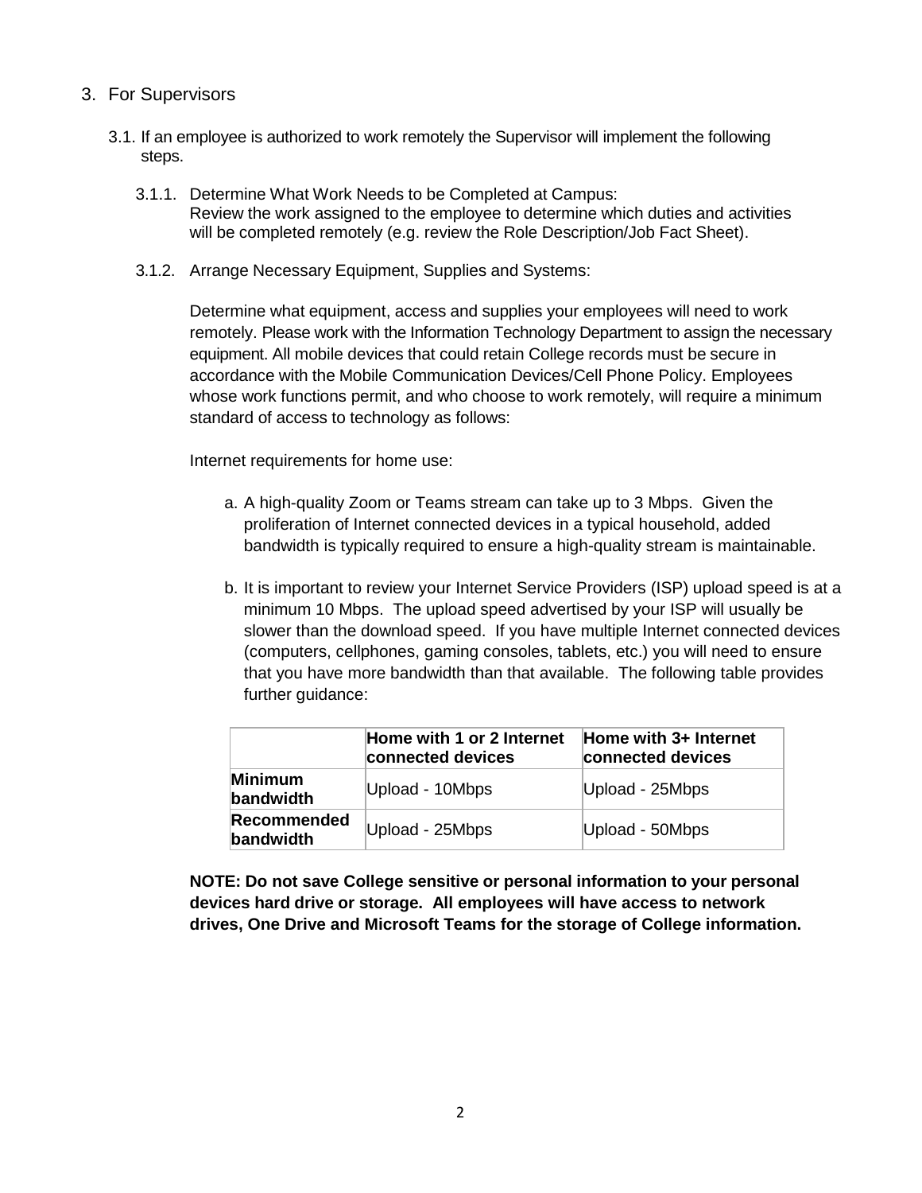## 3. For Supervisors

3.1. If an employee is authorized to work remotely the Supervisor will implement the following steps.

3.1.1. Determine What Work Needs to be Completed at Campus:
Review the work assigned to the employee to determine which duties and activities will be completed remotely (e.g. review the Role Description/Job Fact Sheet).

3.1.2. Arrange Necessary Equipment, Supplies and Systems:

Determine what equipment, access and supplies your employees will need to work remotely. Please work with the Information Technology Department to assign the necessary equipment. All mobile devices that could retain College records must be secure in accordance with the Mobile Communication Devices/Cell Phone Policy. Employees whose work functions permit, and who choose to work remotely, will require a minimum standard of access to technology as follows:

Internet requirements for home use:

a. A high-quality Zoom or Teams stream can take up to 3 Mbps. Given the proliferation of Internet connected devices in a typical household, added bandwidth is typically required to ensure a high-quality stream is maintainable.

b. It is important to review your Internet Service Providers (ISP) upload speed is at a minimum 10 Mbps. The upload speed advertised by your ISP will usually be slower than the download speed. If you have multiple Internet connected devices (computers, cellphones, gaming consoles, tablets, etc.) you will need to ensure that you have more bandwidth than that available. The following table provides further guidance:

| | **Home with 1 or 2 Internet connected devices** | **Home with 3+ Internet connected devices** |
|---|---|---|
| **Minimum bandwidth** | Upload - 10Mbps | Upload - 25Mbps |
| **Recommended bandwidth** | Upload - 25Mbps | Upload - 50Mbps |

**NOTE: Do not save College sensitive or personal information to your personal devices hard drive or storage. All employees will have access to network drives, One Drive and Microsoft Teams for the storage of College information.**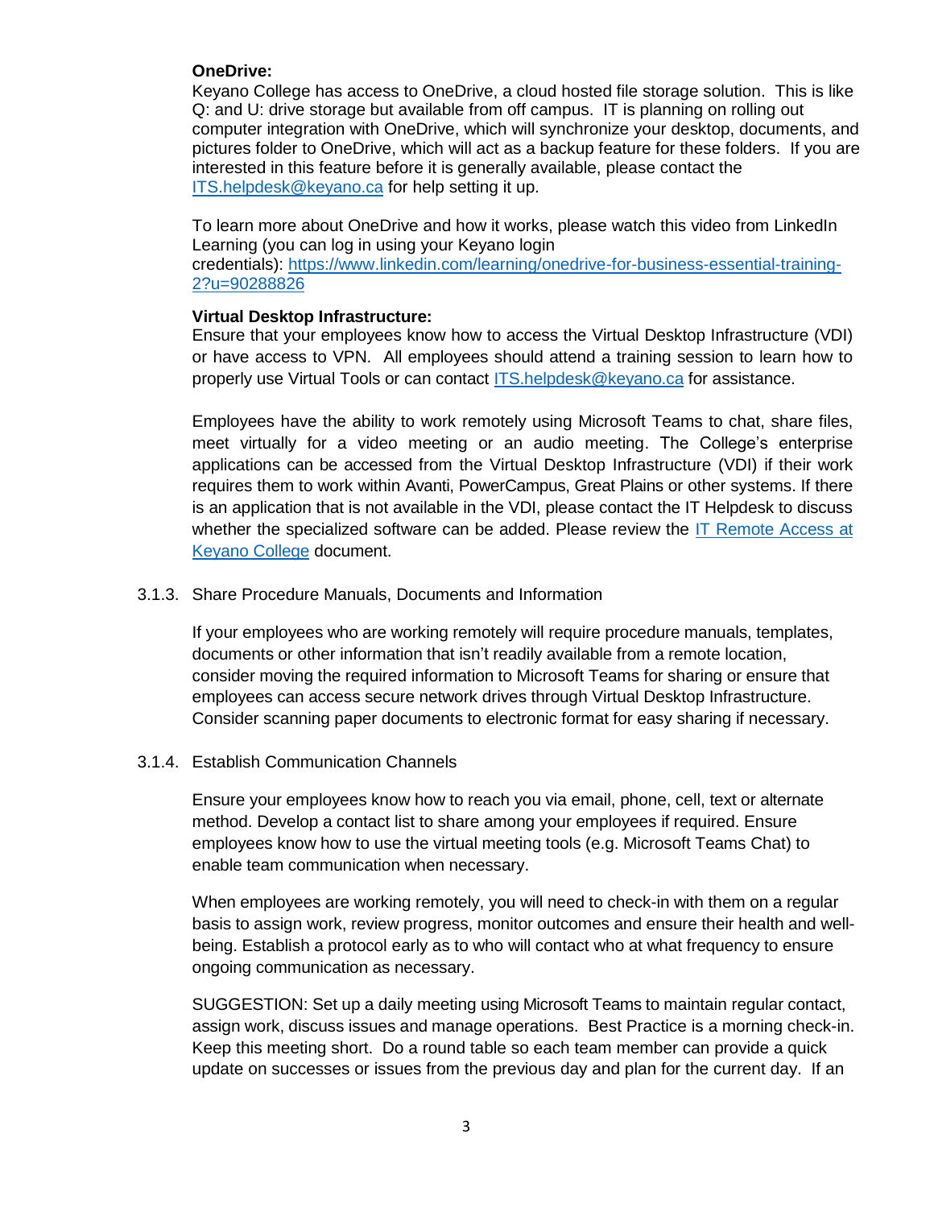**OneDrive:**
Keyano College has access to OneDrive, a cloud hosted file storage solution. This is like Q: and U: drive storage but available from off campus. IT is planning on rolling out computer integration with OneDrive, which will synchronize your desktop, documents, and pictures folder to OneDrive, which will act as a backup feature for these folders. If you are interested in this feature before it is generally available, please contact the [ITS.helpdesk@keyano.ca](mailto:ITS.helpdesk@keyano.ca) for help setting it up.

To learn more about OneDrive and how it works, please watch this video from LinkedIn Learning (you can log in using your Keyano login credentials): [https://www.linkedin.com/learning/onedrive-for-business-essential-training-2?u=90288826](https://www.linkedin.com/learning/onedrive-for-business-essential-training-2?u=90288826)

**Virtual Desktop Infrastructure:**
Ensure that your employees know how to access the Virtual Desktop Infrastructure (VDI) or have access to VPN. All employees should attend a training session to learn how to properly use Virtual Tools or can contact [ITS.helpdesk@keyano.ca](mailto:ITS.helpdesk@keyano.ca) for assistance.

Employees have the ability to work remotely using Microsoft Teams to chat, share files, meet virtually for a video meeting or an audio meeting. The College's enterprise applications can be accessed from the Virtual Desktop Infrastructure (VDI) if their work requires them to work within Avanti, PowerCampus, Great Plains or other systems. If there is an application that is not available in the VDI, please contact the IT Helpdesk to discuss whether the specialized software can be added. Please review the IT Remote Access at Keyano College document.

3.1.3. Share Procedure Manuals, Documents and Information

If your employees who are working remotely will require procedure manuals, templates, documents or other information that isn't readily available from a remote location, consider moving the required information to Microsoft Teams for sharing or ensure that employees can access secure network drives through Virtual Desktop Infrastructure. Consider scanning paper documents to electronic format for easy sharing if necessary.

3.1.4. Establish Communication Channels

Ensure your employees know how to reach you via email, phone, cell, text or alternate method. Develop a contact list to share among your employees if required. Ensure employees know how to use the virtual meeting tools (e.g. Microsoft Teams Chat) to enable team communication when necessary.

When employees are working remotely, you will need to check-in with them on a regular basis to assign work, review progress, monitor outcomes and ensure their health and well-being. Establish a protocol early as to who will contact who at what frequency to ensure ongoing communication as necessary.

SUGGESTION: Set up a daily meeting using Microsoft Teams to maintain regular contact, assign work, discuss issues and manage operations. Best Practice is a morning check-in. Keep this meeting short. Do a round table so each team member can provide a quick update on successes or issues from the previous day and plan for the current day. If an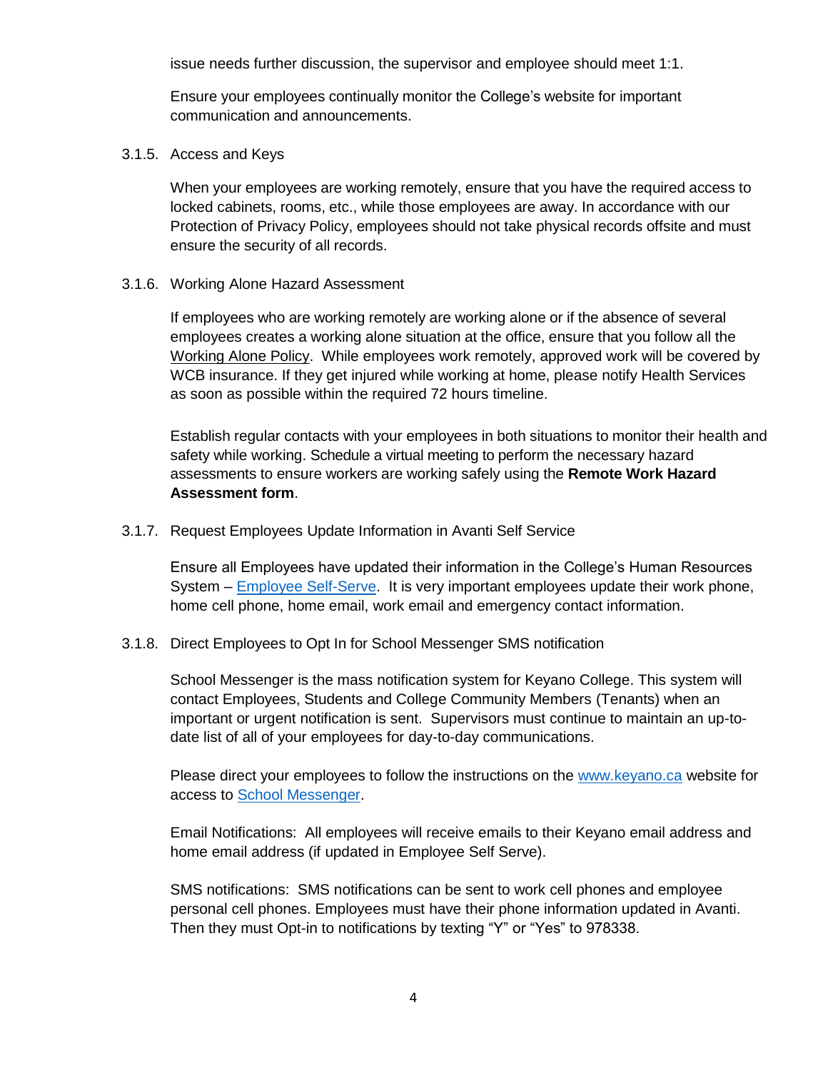issue needs further discussion, the supervisor and employee should meet 1:1.

Ensure your employees continually monitor the College's website for important communication and announcements.

#### 3.1.5. Access and Keys

When your employees are working remotely, ensure that you have the required access to locked cabinets, rooms, etc., while those employees are away. In accordance with our Protection of Privacy Policy, employees should not take physical records offsite and must ensure the security of all records.

#### 3.1.6. Working Alone Hazard Assessment

If employees who are working remotely are working alone or if the absence of several employees creates a working alone situation at the office, ensure that you follow all the Working Alone Policy. While employees work remotely, approved work will be covered by WCB insurance. If they get injured while working at home, please notify Health Services as soon as possible within the required 72 hours timeline.

Establish regular contacts with your employees in both situations to monitor their health and safety while working. Schedule a virtual meeting to perform the necessary hazard assessments to ensure workers are working safely using the **Remote Work Hazard Assessment form**.

#### 3.1.7. Request Employees Update Information in Avanti Self Service

Ensure all Employees have updated their information in the College's Human Resources System – Employee Self-Serve. It is very important employees update their work phone, home cell phone, home email, work email and emergency contact information.

#### 3.1.8. Direct Employees to Opt In for School Messenger SMS notification

School Messenger is the mass notification system for Keyano College. This system will contact Employees, Students and College Community Members (Tenants) when an important or urgent notification is sent. Supervisors must continue to maintain an up-to-date list of all of your employees for day-to-day communications.

Please direct your employees to follow the instructions on the www.keyano.ca website for access to School Messenger.

Email Notifications: All employees will receive emails to their Keyano email address and home email address (if updated in Employee Self Serve).

SMS notifications: SMS notifications can be sent to work cell phones and employee personal cell phones. Employees must have their phone information updated in Avanti. Then they must Opt-in to notifications by texting "Y" or "Yes" to 978338.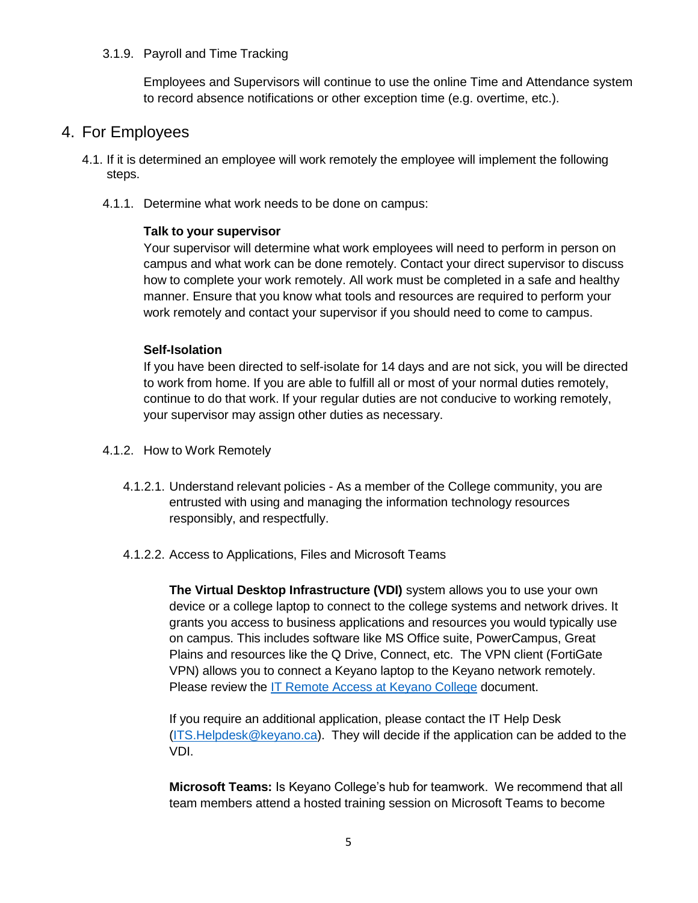3.1.9. Payroll and Time Tracking

Employees and Supervisors will continue to use the online Time and Attendance system to record absence notifications or other exception time (e.g. overtime, etc.).

# 4. For Employees

4.1. If it is determined an employee will work remotely the employee will implement the following steps.

4.1.1. Determine what work needs to be done on campus:

**Talk to your supervisor**
Your supervisor will determine what work employees will need to perform in person on campus and what work can be done remotely. Contact your direct supervisor to discuss how to complete your work remotely. All work must be completed in a safe and healthy manner. Ensure that you know what tools and resources are required to perform your work remotely and contact your supervisor if you should need to come to campus.

**Self-Isolation**
If you have been directed to self-isolate for 14 days and are not sick, you will be directed to work from home. If you are able to fulfill all or most of your normal duties remotely, continue to do that work. If your regular duties are not conducive to working remotely, your supervisor may assign other duties as necessary.

4.1.2. How to Work Remotely

4.1.2.1. Understand relevant policies - As a member of the College community, you are entrusted with using and managing the information technology resources responsibly, and respectfully.

4.1.2.2. Access to Applications, Files and Microsoft Teams

**The Virtual Desktop Infrastructure (VDI)** system allows you to use your own device or a college laptop to connect to the college systems and network drives. It grants you access to business applications and resources you would typically use on campus. This includes software like MS Office suite, PowerCampus, Great Plains and resources like the Q Drive, Connect, etc. The VPN client (FortiGate VPN) allows you to connect a Keyano laptop to the Keyano network remotely. Please review the [IT Remote Access at Keyano College]() document.

If you require an additional application, please contact the IT Help Desk ([ITS.Helpdesk@keyano.ca](mailto:ITS.Helpdesk@keyano.ca)). They will decide if the application can be added to the VDI.

**Microsoft Teams:** Is Keyano College's hub for teamwork. We recommend that all team members attend a hosted training session on Microsoft Teams to become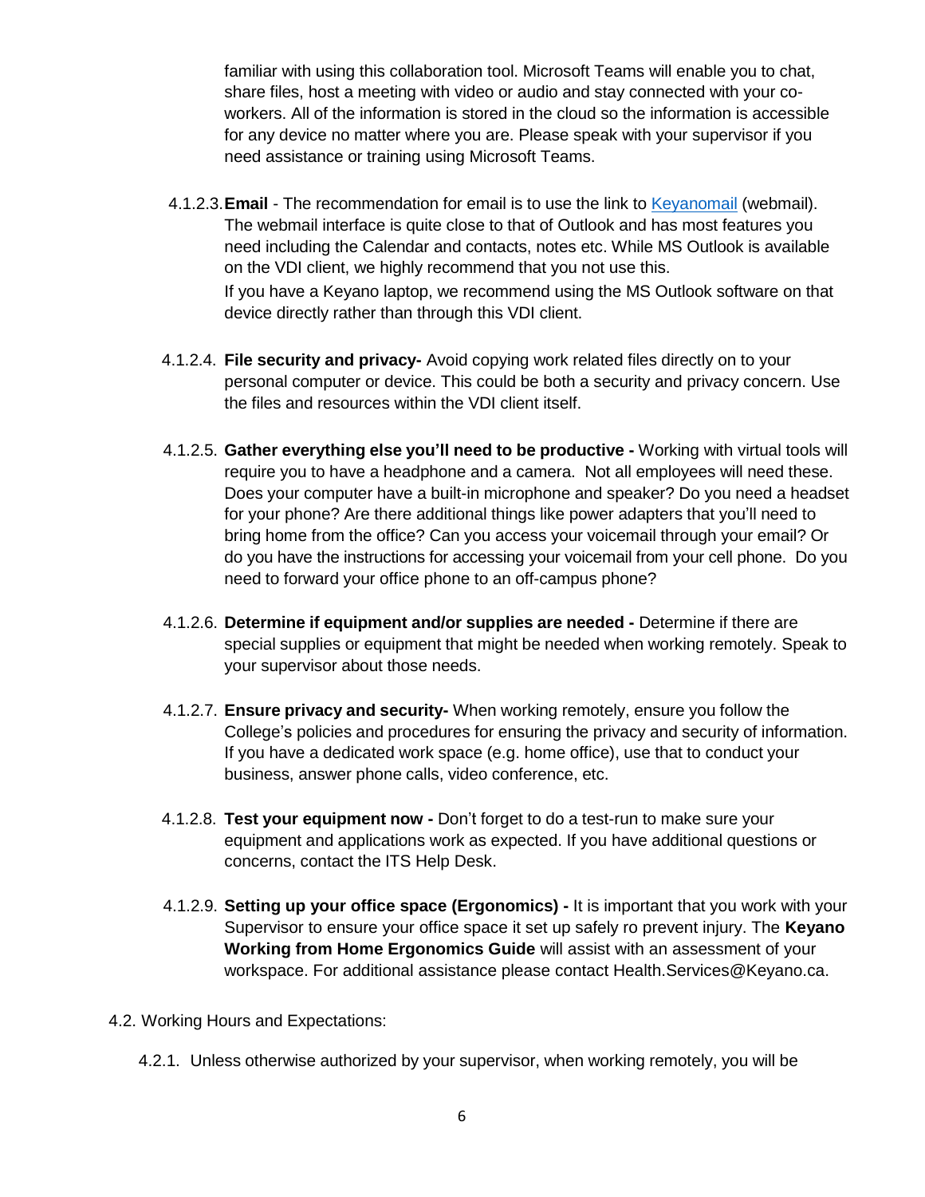familiar with using this collaboration tool. Microsoft Teams will enable you to chat, share files, host a meeting with video or audio and stay connected with your co-workers. All of the information is stored in the cloud so the information is accessible for any device no matter where you are. Please speak with your supervisor if you need assistance or training using Microsoft Teams.

4.1.2.3. **Email** - The recommendation for email is to use the link to Keyanomail (webmail). The webmail interface is quite close to that of Outlook and has most features you need including the Calendar and contacts, notes etc. While MS Outlook is available on the VDI client, we highly recommend that you not use this.
If you have a Keyano laptop, we recommend using the MS Outlook software on that device directly rather than through this VDI client.

4.1.2.4. **File security and privacy-** Avoid copying work related files directly on to your personal computer or device. This could be both a security and privacy concern. Use the files and resources within the VDI client itself.

4.1.2.5. **Gather everything else you'll need to be productive -** Working with virtual tools will require you to have a headphone and a camera. Not all employees will need these. Does your computer have a built-in microphone and speaker? Do you need a headset for your phone? Are there additional things like power adapters that you'll need to bring home from the office? Can you access your voicemail through your email? Or do you have the instructions for accessing your voicemail from your cell phone. Do you need to forward your office phone to an off-campus phone?

4.1.2.6. **Determine if equipment and/or supplies are needed -** Determine if there are special supplies or equipment that might be needed when working remotely. Speak to your supervisor about those needs.

4.1.2.7. **Ensure privacy and security-** When working remotely, ensure you follow the College's policies and procedures for ensuring the privacy and security of information. If you have a dedicated work space (e.g. home office), use that to conduct your business, answer phone calls, video conference, etc.

4.1.2.8. **Test your equipment now -** Don't forget to do a test-run to make sure your equipment and applications work as expected. If you have additional questions or concerns, contact the ITS Help Desk.

4.1.2.9. **Setting up your office space (Ergonomics) -** It is important that you work with your Supervisor to ensure your office space it set up safely ro prevent injury. The **Keyano Working from Home Ergonomics Guide** will assist with an assessment of your workspace. For additional assistance please contact Health.Services@Keyano.ca.

4.2. Working Hours and Expectations:

4.2.1. Unless otherwise authorized by your supervisor, when working remotely, you will be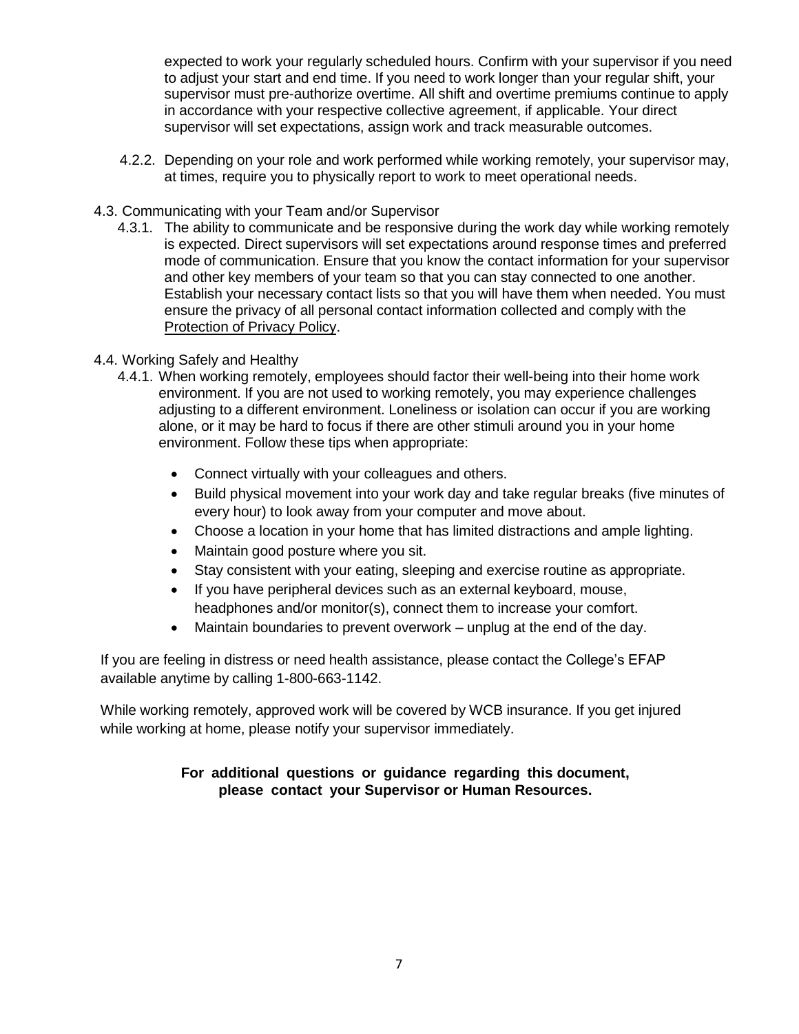expected to work your regularly scheduled hours. Confirm with your supervisor if you need to adjust your start and end time. If you need to work longer than your regular shift, your supervisor must pre-authorize overtime. All shift and overtime premiums continue to apply in accordance with your respective collective agreement, if applicable. Your direct supervisor will set expectations, assign work and track measurable outcomes.

4.2.2. Depending on your role and work performed while working remotely, your supervisor may, at times, require you to physically report to work to meet operational needs.

4.3. Communicating with your Team and/or Supervisor

4.3.1. The ability to communicate and be responsive during the work day while working remotely is expected. Direct supervisors will set expectations around response times and preferred mode of communication. Ensure that you know the contact information for your supervisor and other key members of your team so that you can stay connected to one another. Establish your necessary contact lists so that you will have them when needed. You must ensure the privacy of all personal contact information collected and comply with the Protection of Privacy Policy.

4.4. Working Safely and Healthy

4.4.1. When working remotely, employees should factor their well-being into their home work environment. If you are not used to working remotely, you may experience challenges adjusting to a different environment. Loneliness or isolation can occur if you are working alone, or it may be hard to focus if there are other stimuli around you in your home environment. Follow these tips when appropriate:

- Connect virtually with your colleagues and others.
- Build physical movement into your work day and take regular breaks (five minutes of every hour) to look away from your computer and move about.
- Choose a location in your home that has limited distractions and ample lighting.
- Maintain good posture where you sit.
- Stay consistent with your eating, sleeping and exercise routine as appropriate.
- If you have peripheral devices such as an external keyboard, mouse, headphones and/or monitor(s), connect them to increase your comfort.
- Maintain boundaries to prevent overwork – unplug at the end of the day.

If you are feeling in distress or need health assistance, please contact the College's EFAP available anytime by calling 1-800-663-1142.

While working remotely, approved work will be covered by WCB insurance. If you get injured while working at home, please notify your supervisor immediately.

**For additional questions or guidance regarding this document, please contact your Supervisor or Human Resources.**